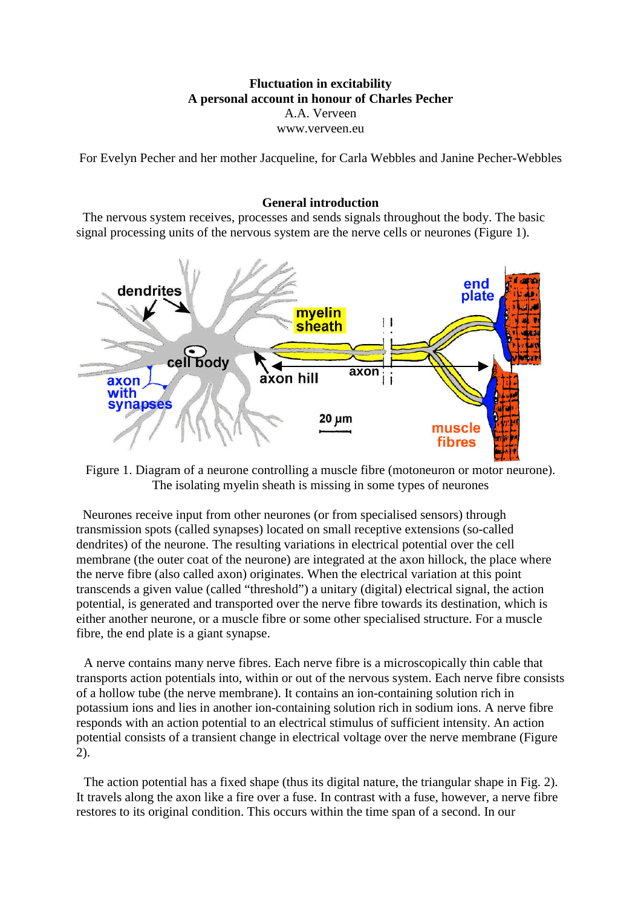**Fluctuation in excitability**
**A personal account in honour of Charles Pecher**
A.A. Verveen
www.verveen.eu

For Evelyn Pecher and her mother Jacqueline, for Carla Webbles and Janine Pecher-Webbles

## General introduction

The nervous system receives, processes and sends signals throughout the body. The basic signal processing units of the nervous system are the nerve cells or neurones (Figure 1).

Figure 1. Diagram of a neurone controlling a muscle fibre (motoneuron or motor neurone). The isolating myelin sheath is missing in some types of neurones

Neurones receive input from other neurones (or from specialised sensors) through transmission spots (called synapses) located on small receptive extensions (so-called dendrites) of the neurone. The resulting variations in electrical potential over the cell membrane (the outer coat of the neurone) are integrated at the axon hillock, the place where the nerve fibre (also called axon) originates. When the electrical variation at this point transcends a given value (called "threshold") a unitary (digital) electrical signal, the action potential, is generated and transported over the nerve fibre towards its destination, which is either another neurone, or a muscle fibre or some other specialised structure. For a muscle fibre, the end plate is a giant synapse.

A nerve contains many nerve fibres. Each nerve fibre is a microscopically thin cable that transports action potentials into, within or out of the nervous system. Each nerve fibre consists of a hollow tube (the nerve membrane). It contains an ion-containing solution rich in potassium ions and lies in another ion-containing solution rich in sodium ions. A nerve fibre responds with an action potential to an electrical stimulus of sufficient intensity. An action potential consists of a transient change in electrical voltage over the nerve membrane (Figure 2).

The action potential has a fixed shape (thus its digital nature, the triangular shape in Fig. 2). It travels along the axon like a fire over a fuse. In contrast with a fuse, however, a nerve fibre restores to its original condition. This occurs within the time span of a second. In our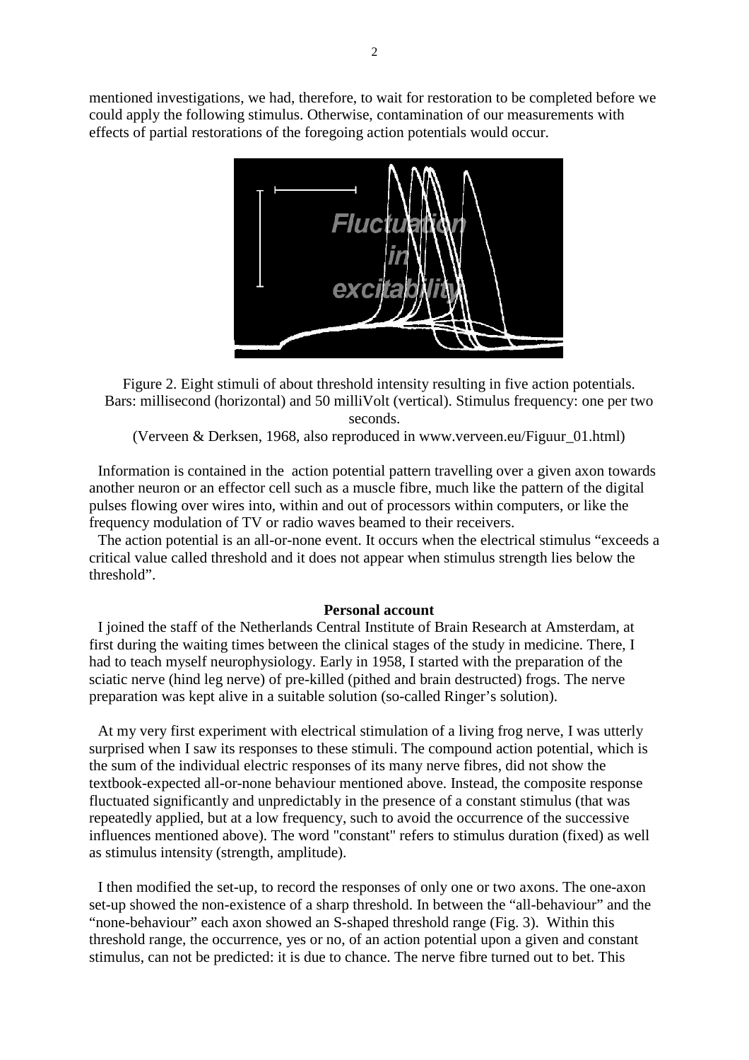mentioned investigations, we had, therefore, to wait for restoration to be completed before we could apply the following stimulus. Otherwise, contamination of our measurements with effects of partial restorations of the foregoing action potentials would occur.

Figure 2. Eight stimuli of about threshold intensity resulting in five action potentials. Bars: millisecond (horizontal) and 50 milliVolt (vertical). Stimulus frequency: one per two seconds.
(Verveen & Derksen, 1968, also reproduced in www.verveen.eu/Figuur_01.html)

Information is contained in the action potential pattern travelling over a given axon towards another neuron or an effector cell such as a muscle fibre, much like the pattern of the digital pulses flowing over wires into, within and out of processors within computers, or like the frequency modulation of TV or radio waves beamed to their receivers.

The action potential is an all-or-none event. It occurs when the electrical stimulus "exceeds a critical value called threshold and it does not appear when stimulus strength lies below the threshold".

**Personal account**

I joined the staff of the Netherlands Central Institute of Brain Research at Amsterdam, at first during the waiting times between the clinical stages of the study in medicine. There, I had to teach myself neurophysiology. Early in 1958, I started with the preparation of the sciatic nerve (hind leg nerve) of pre-killed (pithed and brain destructed) frogs. The nerve preparation was kept alive in a suitable solution (so-called Ringer's solution).

At my very first experiment with electrical stimulation of a living frog nerve, I was utterly surprised when I saw its responses to these stimuli. The compound action potential, which is the sum of the individual electric responses of its many nerve fibres, did not show the textbook-expected all-or-none behaviour mentioned above. Instead, the composite response fluctuated significantly and unpredictably in the presence of a constant stimulus (that was repeatedly applied, but at a low frequency, such to avoid the occurrence of the successive influences mentioned above). The word "constant" refers to stimulus duration (fixed) as well as stimulus intensity (strength, amplitude).

I then modified the set-up, to record the responses of only one or two axons. The one-axon set-up showed the non-existence of a sharp threshold. In between the "all-behaviour" and the "none-behaviour" each axon showed an S-shaped threshold range (Fig. 3). Within this threshold range, the occurrence, yes or no, of an action potential upon a given and constant stimulus, can not be predicted: it is due to chance. The nerve fibre turned out to bet. This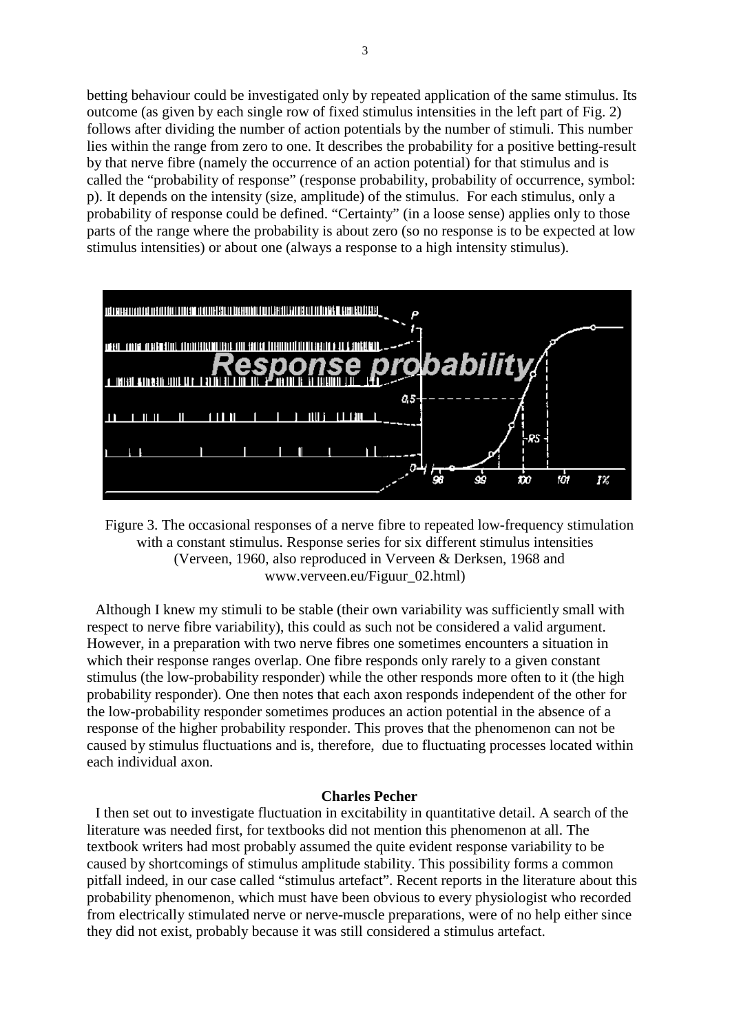betting behaviour could be investigated only by repeated application of the same stimulus. Its outcome (as given by each single row of fixed stimulus intensities in the left part of Fig. 2) follows after dividing the number of action potentials by the number of stimuli. This number lies within the range from zero to one. It describes the probability for a positive betting-result by that nerve fibre (namely the occurrence of an action potential) for that stimulus and is called the "probability of response" (response probability, probability of occurrence, symbol: p). It depends on the intensity (size, amplitude) of the stimulus. For each stimulus, only a probability of response could be defined. "Certainty" (in a loose sense) applies only to those parts of the range where the probability is about zero (so no response is to be expected at low stimulus intensities) or about one (always a response to a high intensity stimulus).

Figure 3. The occasional responses of a nerve fibre to repeated low-frequency stimulation with a constant stimulus. Response series for six different stimulus intensities (Verveen, 1960, also reproduced in Verveen & Derksen, 1968 and www.verveen.eu/Figuur_02.html)

Although I knew my stimuli to be stable (their own variability was sufficiently small with respect to nerve fibre variability), this could as such not be considered a valid argument. However, in a preparation with two nerve fibres one sometimes encounters a situation in which their response ranges overlap. One fibre responds only rarely to a given constant stimulus (the low-probability responder) while the other responds more often to it (the high probability responder). One then notes that each axon responds independent of the other for the low-probability responder sometimes produces an action potential in the absence of a response of the higher probability responder. This proves that the phenomenon can not be caused by stimulus fluctuations and is, therefore, due to fluctuating processes located within each individual axon.

## Charles Pecher

I then set out to investigate fluctuation in excitability in quantitative detail. A search of the literature was needed first, for textbooks did not mention this phenomenon at all. The textbook writers had most probably assumed the quite evident response variability to be caused by shortcomings of stimulus amplitude stability. This possibility forms a common pitfall indeed, in our case called "stimulus artefact". Recent reports in the literature about this probability phenomenon, which must have been obvious to every physiologist who recorded from electrically stimulated nerve or nerve-muscle preparations, were of no help either since they did not exist, probably because it was still considered a stimulus artefact.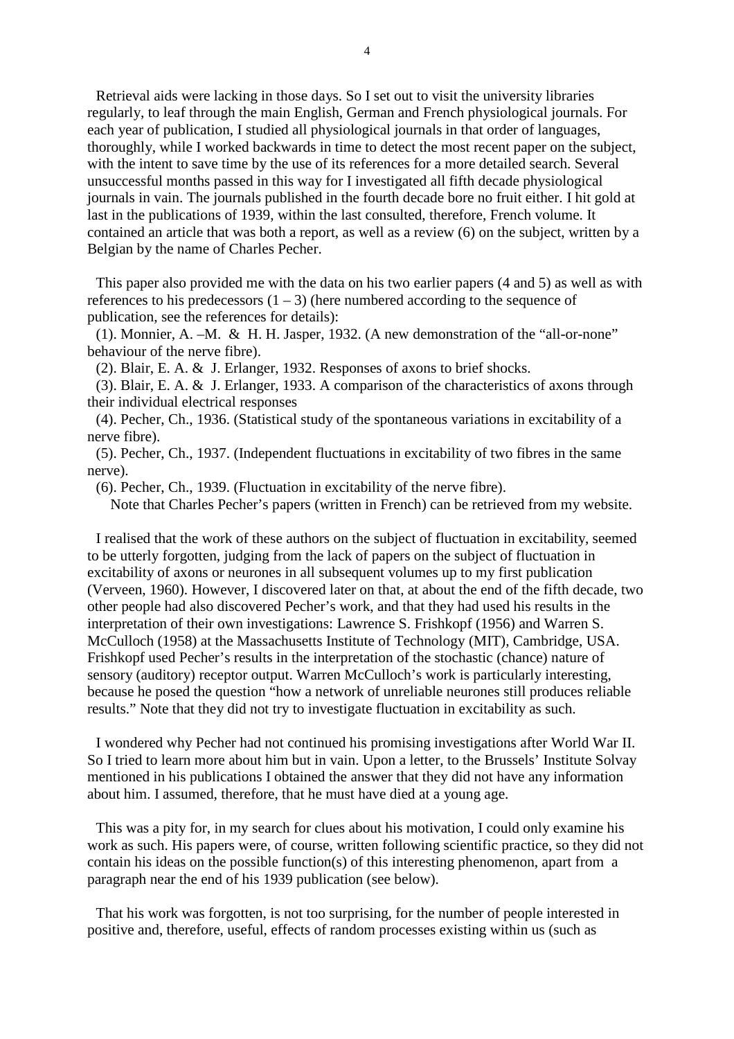Retrieval aids were lacking in those days. So I set out to visit the university libraries regularly, to leaf through the main English, German and French physiological journals. For each year of publication, I studied all physiological journals in that order of languages, thoroughly, while I worked backwards in time to detect the most recent paper on the subject, with the intent to save time by the use of its references for a more detailed search. Several unsuccessful months passed in this way for I investigated all fifth decade physiological journals in vain. The journals published in the fourth decade bore no fruit either. I hit gold at last in the publications of 1939, within the last consulted, therefore, French volume. It contained an article that was both a report, as well as a review (6) on the subject, written by a Belgian by the name of Charles Pecher.

This paper also provided me with the data on his two earlier papers (4 and 5) as well as with references to his predecessors (1 – 3) (here numbered according to the sequence of publication, see the references for details):

(1). Monnier, A. –M. & H. H. Jasper, 1932. (A new demonstration of the "all-or-none" behaviour of the nerve fibre).

(2). Blair, E. A. & J. Erlanger, 1932. Responses of axons to brief shocks.

(3). Blair, E. A. & J. Erlanger, 1933. A comparison of the characteristics of axons through their individual electrical responses

(4). Pecher, Ch., 1936. (Statistical study of the spontaneous variations in excitability of a nerve fibre).

(5). Pecher, Ch., 1937. (Independent fluctuations in excitability of two fibres in the same nerve).

(6). Pecher, Ch., 1939. (Fluctuation in excitability of the nerve fibre).

Note that Charles Pecher's papers (written in French) can be retrieved from my website.

I realised that the work of these authors on the subject of fluctuation in excitability, seemed to be utterly forgotten, judging from the lack of papers on the subject of fluctuation in excitability of axons or neurones in all subsequent volumes up to my first publication (Verveen, 1960). However, I discovered later on that, at about the end of the fifth decade, two other people had also discovered Pecher's work, and that they had used his results in the interpretation of their own investigations: Lawrence S. Frishkopf (1956) and Warren S. McCulloch (1958) at the Massachusetts Institute of Technology (MIT), Cambridge, USA. Frishkopf used Pecher's results in the interpretation of the stochastic (chance) nature of sensory (auditory) receptor output. Warren McCulloch's work is particularly interesting, because he posed the question "how a network of unreliable neurones still produces reliable results." Note that they did not try to investigate fluctuation in excitability as such.

I wondered why Pecher had not continued his promising investigations after World War II. So I tried to learn more about him but in vain. Upon a letter, to the Brussels' Institute Solvay mentioned in his publications I obtained the answer that they did not have any information about him. I assumed, therefore, that he must have died at a young age.

This was a pity for, in my search for clues about his motivation, I could only examine his work as such. His papers were, of course, written following scientific practice, so they did not contain his ideas on the possible function(s) of this interesting phenomenon, apart from a paragraph near the end of his 1939 publication (see below).

That his work was forgotten, is not too surprising, for the number of people interested in positive and, therefore, useful, effects of random processes existing within us (such as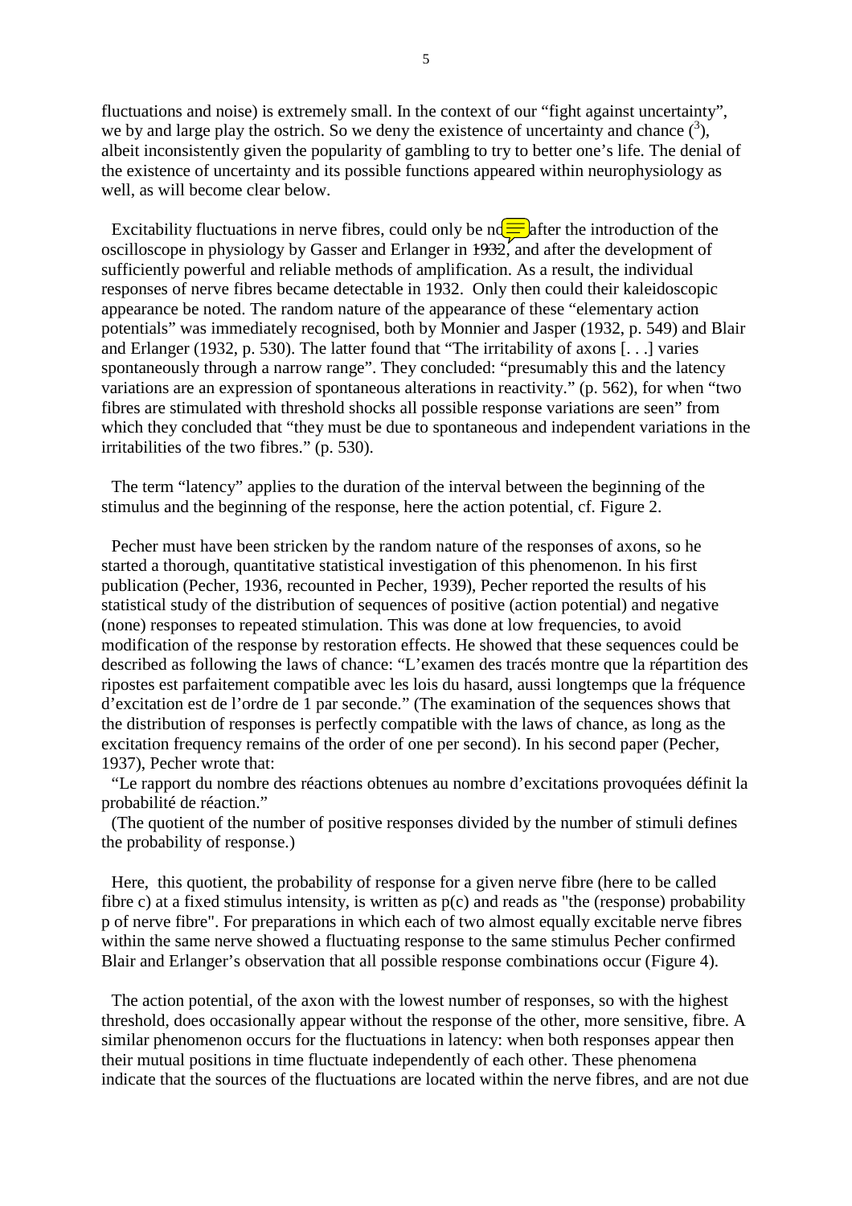fluctuations and noise) is extremely small. In the context of our "fight against uncertainty", we by and large play the ostrich. So we deny the existence of uncertainty and chance ([3]), albeit inconsistently given the popularity of gambling to try to better one's life. The denial of the existence of uncertainty and its possible functions appeared within neurophysiology as well, as will become clear below.

Excitability fluctuations in nerve fibres, could only be noted after the introduction of the oscilloscope in physiology by Gasser and Erlanger in 1932, and after the development of sufficiently powerful and reliable methods of amplification. As a result, the individual responses of nerve fibres became detectable in 1932. Only then could their kaleidoscopic appearance be noted. The random nature of the appearance of these "elementary action potentials" was immediately recognised, both by Monnier and Jasper (1932, p. 549) and Blair and Erlanger (1932, p. 530). The latter found that "The irritability of axons [. . .] varies spontaneously through a narrow range". They concluded: "presumably this and the latency variations are an expression of spontaneous alterations in reactivity." (p. 562), for when "two fibres are stimulated with threshold shocks all possible response variations are seen" from which they concluded that "they must be due to spontaneous and independent variations in the irritabilities of the two fibres." (p. 530).

The term "latency" applies to the duration of the interval between the beginning of the stimulus and the beginning of the response, here the action potential, cf. Figure 2.

Pecher must have been stricken by the random nature of the responses of axons, so he started a thorough, quantitative statistical investigation of this phenomenon. In his first publication (Pecher, 1936, recounted in Pecher, 1939), Pecher reported the results of his statistical study of the distribution of sequences of positive (action potential) and negative (none) responses to repeated stimulation. This was done at low frequencies, to avoid modification of the response by restoration effects. He showed that these sequences could be described as following the laws of chance: "L'examen des tracés montre que la répartition des ripostes est parfaitement compatible avec les lois du hasard, aussi longtemps que la fréquence d'excitation est de l'ordre de 1 par seconde." (The examination of the sequences shows that the distribution of responses is perfectly compatible with the laws of chance, as long as the excitation frequency remains of the order of one per second). In his second paper (Pecher, 1937), Pecher wrote that:

"Le rapport du nombre des réactions obtenues au nombre d'excitations provoquées définit la probabilité de réaction."

(The quotient of the number of positive responses divided by the number of stimuli defines the probability of response.)

Here, this quotient, the probability of response for a given nerve fibre (here to be called fibre c) at a fixed stimulus intensity, is written as $p(c)$ and reads as "the (response) probability p of nerve fibre". For preparations in which each of two almost equally excitable nerve fibres within the same nerve showed a fluctuating response to the same stimulus Pecher confirmed Blair and Erlanger's observation that all possible response combinations occur (Figure 4).

The action potential, of the axon with the lowest number of responses, so with the highest threshold, does occasionally appear without the response of the other, more sensitive, fibre. A similar phenomenon occurs for the fluctuations in latency: when both responses appear then their mutual positions in time fluctuate independently of each other. These phenomena indicate that the sources of the fluctuations are located within the nerve fibres, and are not due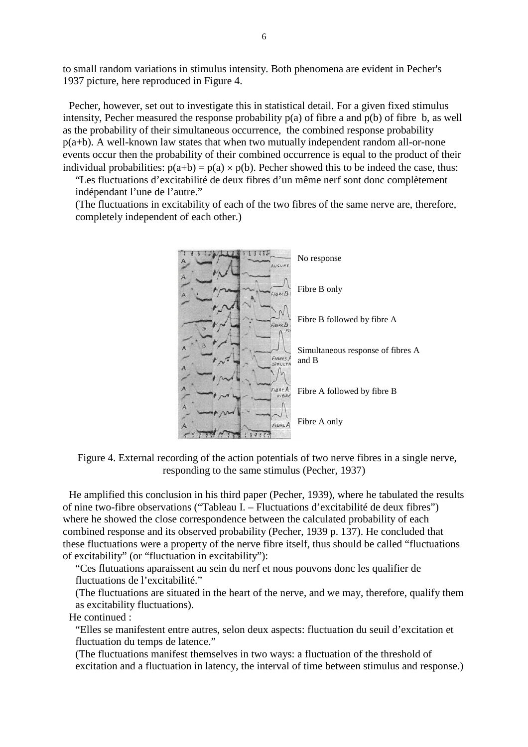to small random variations in stimulus intensity. Both phenomena are evident in Pecher's 1937 picture, here reproduced in Figure 4.

Pecher, however, set out to investigate this in statistical detail. For a given fixed stimulus intensity, Pecher measured the response probability p(a) of fibre a and p(b) of fibre b, as well as the probability of their simultaneous occurrence, the combined response probability p(a+b). A well-known law states that when two mutually independent random all-or-none events occur then the probability of their combined occurrence is equal to the product of their individual probabilities: $p(a+b) = p(a) \times p(b)$. Pecher showed this to be indeed the case, thus:

> "Les fluctuations d'excitabilité de deux fibres d'un même nerf sont donc complètement indépendant l'une de l'autre."
>
> (The fluctuations in excitability of each of the two fibres of the same nerve are, therefore, completely independent of each other.)

No response

Fibre B only

Fibre B followed by fibre A

Simultaneous response of fibres A and B

Fibre A followed by fibre B

Fibre A only

Figure 4. External recording of the action potentials of two nerve fibres in a single nerve, responding to the same stimulus (Pecher, 1937)

He amplified this conclusion in his third paper (Pecher, 1939), where he tabulated the results of nine two-fibre observations ("Tableau I. – Fluctuations d'excitabilité de deux fibres") where he showed the close correspondence between the calculated probability of each combined response and its observed probability (Pecher, 1939 p. 137). He concluded that these fluctuations were a property of the nerve fibre itself, thus should be called "fluctuations of excitability" (or "fluctuation in excitability"):

> "Ces flutuations aparaissent au sein du nerf et nous pouvons donc les qualifier de fluctuations de l'excitabilité."
>
> (The fluctuations are situated in the heart of the nerve, and we may, therefore, qualify them as excitability fluctuations).

He continued :

> "Elles se manifestent entre autres, selon deux aspects: fluctuation du seuil d'excitation et fluctuation du temps de latence."
>
> (The fluctuations manifest themselves in two ways: a fluctuation of the threshold of excitation and a fluctuation in latency, the interval of time between stimulus and response.)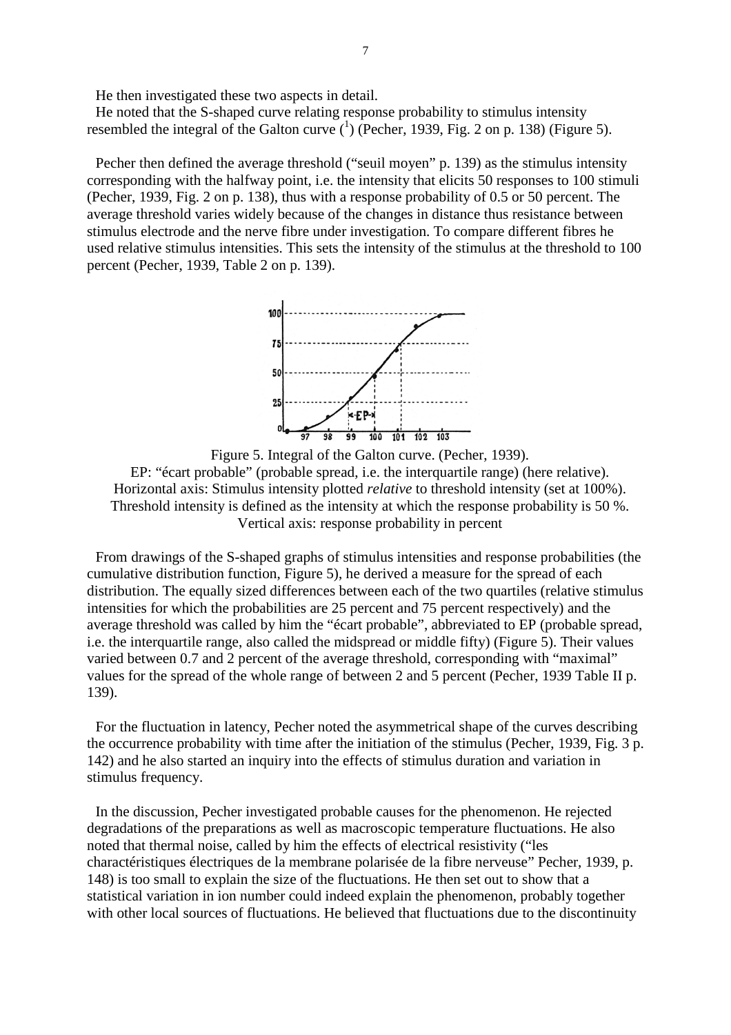He then investigated these two aspects in detail.

He noted that the S-shaped curve relating response probability to stimulus intensity resembled the integral of the Galton curve ([1]) (Pecher, 1939, Fig. 2 on p. 138) (Figure 5).

Pecher then defined the average threshold ("seuil moyen" p. 139) as the stimulus intensity corresponding with the halfway point, i.e. the intensity that elicits 50 responses to 100 stimuli (Pecher, 1939, Fig. 2 on p. 138), thus with a response probability of 0.5 or 50 percent. The average threshold varies widely because of the changes in distance thus resistance between stimulus electrode and the nerve fibre under investigation. To compare different fibres he used relative stimulus intensities. This sets the intensity of the stimulus at the threshold to 100 percent (Pecher, 1939, Table 2 on p. 139).

Figure 5. Integral of the Galton curve. (Pecher, 1939).
EP: "écart probable" (probable spread, i.e. the interquartile range) (here relative).
Horizontal axis: Stimulus intensity plotted *relative* to threshold intensity (set at 100%).
Threshold intensity is defined as the intensity at which the response probability is 50 %.
Vertical axis: response probability in percent

From drawings of the S-shaped graphs of stimulus intensities and response probabilities (the cumulative distribution function, Figure 5), he derived a measure for the spread of each distribution. The equally sized differences between each of the two quartiles (relative stimulus intensities for which the probabilities are 25 percent and 75 percent respectively) and the average threshold was called by him the "écart probable", abbreviated to EP (probable spread, i.e. the interquartile range, also called the midspread or middle fifty) (Figure 5). Their values varied between 0.7 and 2 percent of the average threshold, corresponding with "maximal" values for the spread of the whole range of between 2 and 5 percent (Pecher, 1939 Table II p. 139).

For the fluctuation in latency, Pecher noted the asymmetrical shape of the curves describing the occurrence probability with time after the initiation of the stimulus (Pecher, 1939, Fig. 3 p. 142) and he also started an inquiry into the effects of stimulus duration and variation in stimulus frequency.

In the discussion, Pecher investigated probable causes for the phenomenon. He rejected degradations of the preparations as well as macroscopic temperature fluctuations. He also noted that thermal noise, called by him the effects of electrical resistivity ("les charactéristiques électriques de la membrane polarisée de la fibre nerveuse" Pecher, 1939, p. 148) is too small to explain the size of the fluctuations. He then set out to show that a statistical variation in ion number could indeed explain the phenomenon, probably together with other local sources of fluctuations. He believed that fluctuations due to the discontinuity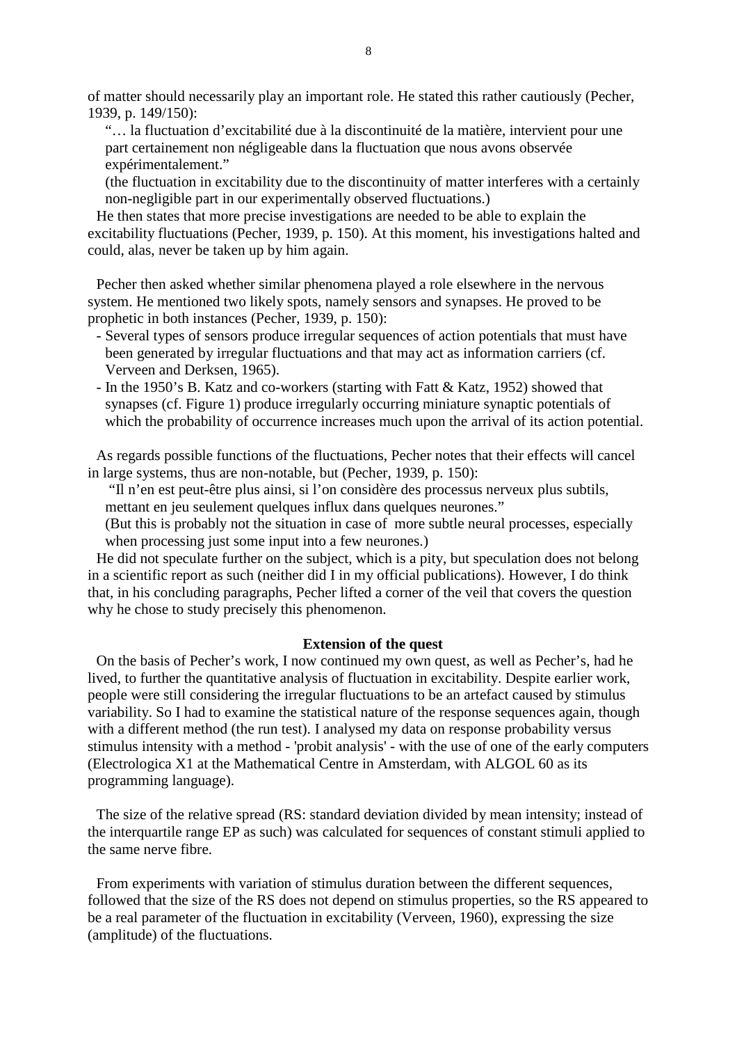of matter should necessarily play an important role. He stated this rather cautiously (Pecher, 1939, p. 149/150):

> "… la fluctuation d'excitabilité due à la discontinuité de la matière, intervient pour une part certainement non négligeable dans la fluctuation que nous avons observée expérimentalement."
>
> (the fluctuation in excitability due to the discontinuity of matter interferes with a certainly non-negligible part in our experimentally observed fluctuations.)

He then states that more precise investigations are needed to be able to explain the excitability fluctuations (Pecher, 1939, p. 150). At this moment, his investigations halted and could, alas, never be taken up by him again.

Pecher then asked whether similar phenomena played a role elsewhere in the nervous system. He mentioned two likely spots, namely sensors and synapses. He proved to be prophetic in both instances (Pecher, 1939, p. 150):

- Several types of sensors produce irregular sequences of action potentials that must have been generated by irregular fluctuations and that may act as information carriers (cf. Verveen and Derksen, 1965).
- In the 1950's B. Katz and co-workers (starting with Fatt & Katz, 1952) showed that synapses (cf. Figure 1) produce irregularly occurring miniature synaptic potentials of which the probability of occurrence increases much upon the arrival of its action potential.

As regards possible functions of the fluctuations, Pecher notes that their effects will cancel in large systems, thus are non-notable, but (Pecher, 1939, p. 150):

> "Il n'en est peut-être plus ainsi, si l'on considère des processus nerveux plus subtils, mettant en jeu seulement quelques influx dans quelques neurones."
>
> (But this is probably not the situation in case of more subtle neural processes, especially when processing just some input into a few neurones.)

He did not speculate further on the subject, which is a pity, but speculation does not belong in a scientific report as such (neither did I in my official publications). However, I do think that, in his concluding paragraphs, Pecher lifted a corner of the veil that covers the question why he chose to study precisely this phenomenon.

**Extension of the quest**

On the basis of Pecher's work, I now continued my own quest, as well as Pecher's, had he lived, to further the quantitative analysis of fluctuation in excitability. Despite earlier work, people were still considering the irregular fluctuations to be an artefact caused by stimulus variability. So I had to examine the statistical nature of the response sequences again, though with a different method (the run test). I analysed my data on response probability versus stimulus intensity with a method - 'probit analysis' - with the use of one of the early computers (Electrologica X1 at the Mathematical Centre in Amsterdam, with ALGOL 60 as its programming language).

The size of the relative spread (RS: standard deviation divided by mean intensity; instead of the interquartile range EP as such) was calculated for sequences of constant stimuli applied to the same nerve fibre.

From experiments with variation of stimulus duration between the different sequences, followed that the size of the RS does not depend on stimulus properties, so the RS appeared to be a real parameter of the fluctuation in excitability (Verveen, 1960), expressing the size (amplitude) of the fluctuations.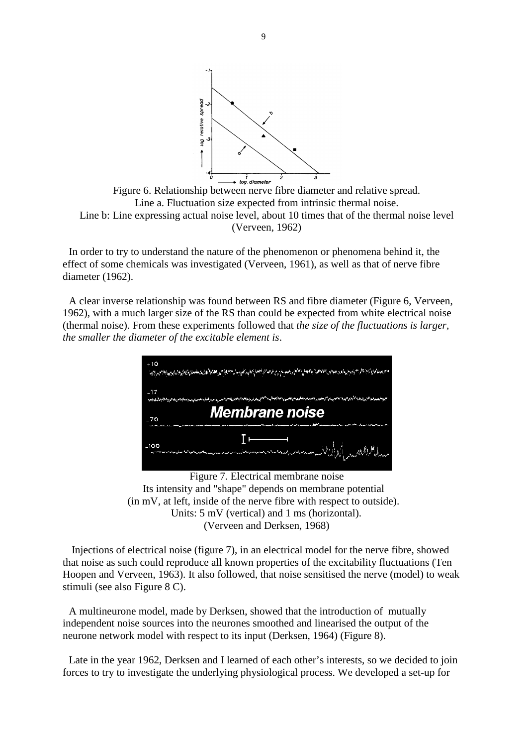Figure 6. Relationship between nerve fibre diameter and relative spread.
Line a. Fluctuation size expected from intrinsic thermal noise.
Line b: Line expressing actual noise level, about 10 times that of the thermal noise level (Verveen, 1962)

In order to try to understand the nature of the phenomenon or phenomena behind it, the effect of some chemicals was investigated (Verveen, 1961), as well as that of nerve fibre diameter (1962).

A clear inverse relationship was found between RS and fibre diameter (Figure 6, Verveen, 1962), with a much larger size of the RS than could be expected from white electrical noise (thermal noise). From these experiments followed that *the size of the fluctuations is larger, the smaller the diameter of the excitable element is*.

Figure 7. Electrical membrane noise
Its intensity and "shape" depends on membrane potential (in mV, at left, inside of the nerve fibre with respect to outside).
Units: 5 mV (vertical) and 1 ms (horizontal).
(Verveen and Derksen, 1968)

Injections of electrical noise (figure 7), in an electrical model for the nerve fibre, showed that noise as such could reproduce all known properties of the excitability fluctuations (Ten Hoopen and Verveen, 1963). It also followed, that noise sensitised the nerve (model) to weak stimuli (see also Figure 8 C).

A multineurone model, made by Derksen, showed that the introduction of mutually independent noise sources into the neurones smoothed and linearised the output of the neurone network model with respect to its input (Derksen, 1964) (Figure 8).

Late in the year 1962, Derksen and I learned of each other's interests, so we decided to join forces to try to investigate the underlying physiological process. We developed a set-up for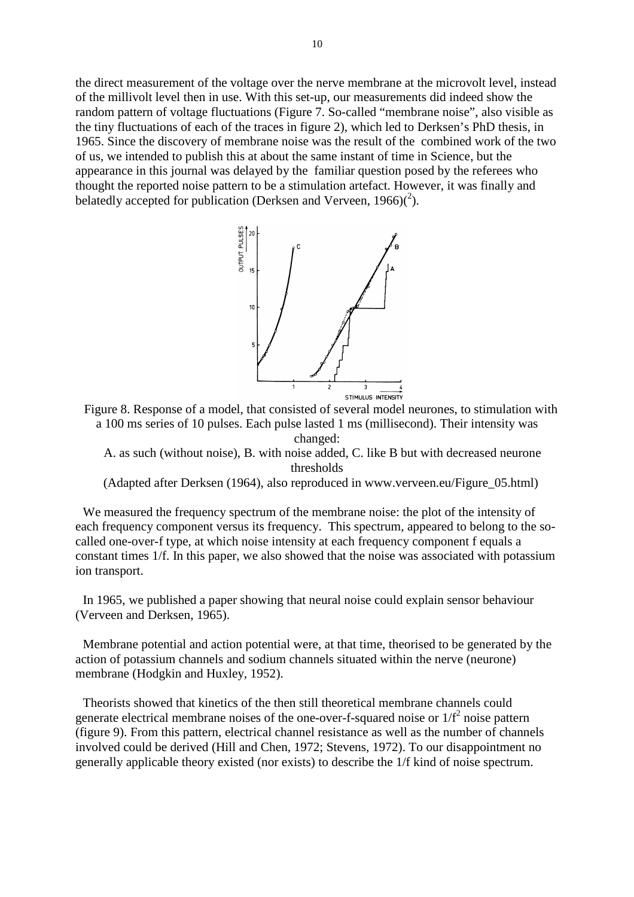the direct measurement of the voltage over the nerve membrane at the microvolt level, instead of the millivolt level then in use. With this set-up, our measurements did indeed show the random pattern of voltage fluctuations (Figure 7. So-called "membrane noise", also visible as the tiny fluctuations of each of the traces in figure 2), which led to Derksen's PhD thesis, in 1965. Since the discovery of membrane noise was the result of the combined work of the two of us, we intended to publish this at about the same instant of time in Science, but the appearance in this journal was delayed by the familiar question posed by the referees who thought the reported noise pattern to be a stimulation artefact. However, it was finally and belatedly accepted for publication (Derksen and Verveen, 1966)([2]).

Figure 8. Response of a model, that consisted of several model neurones, to stimulation with a 100 ms series of 10 pulses. Each pulse lasted 1 ms (millisecond). Their intensity was changed:

A. as such (without noise), B. with noise added, C. like B but with decreased neurone thresholds

(Adapted after Derksen (1964), also reproduced in www.verveen.eu/Figure_05.html)

We measured the frequency spectrum of the membrane noise: the plot of the intensity of each frequency component versus its frequency. This spectrum, appeared to belong to the so-called one-over-f type, at which noise intensity at each frequency component f equals a constant times 1/f. In this paper, we also showed that the noise was associated with potassium ion transport.

In 1965, we published a paper showing that neural noise could explain sensor behaviour (Verveen and Derksen, 1965).

Membrane potential and action potential were, at that time, theorised to be generated by the action of potassium channels and sodium channels situated within the nerve (neurone) membrane (Hodgkin and Huxley, 1952).

Theorists showed that kinetics of the then still theoretical membrane channels could generate electrical membrane noises of the one-over-f-squared noise or $1/f^2$ noise pattern (figure 9). From this pattern, electrical channel resistance as well as the number of channels involved could be derived (Hill and Chen, 1972; Stevens, 1972). To our disappointment no generally applicable theory existed (nor exists) to describe the 1/f kind of noise spectrum.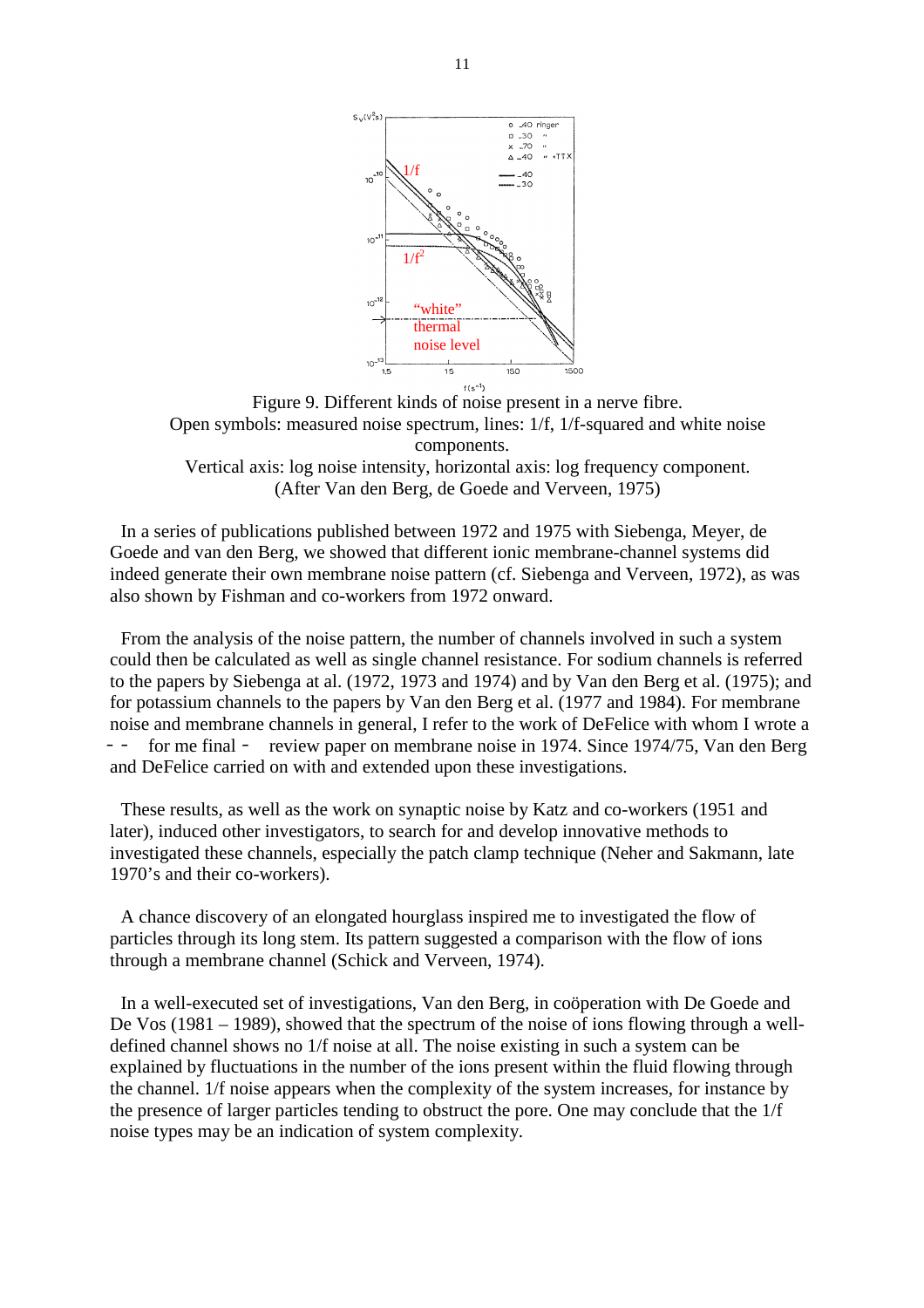Figure 9. Different kinds of noise present in a nerve fibre.
Open symbols: measured noise spectrum, lines: 1/f, 1/f-squared and white noise components.
Vertical axis: log noise intensity, horizontal axis: log frequency component.
(After Van den Berg, de Goede and Verveen, 1975)

In a series of publications published between 1972 and 1975 with Siebenga, Meyer, de Goede and van den Berg, we showed that different ionic membrane-channel systems did indeed generate their own membrane noise pattern (cf. Siebenga and Verveen, 1972), as was also shown by Fishman and co-workers from 1972 onward.

From the analysis of the noise pattern, the number of channels involved in such a system could then be calculated as well as single channel resistance. For sodium channels is referred to the papers by Siebenga at al. (1972, 1973 and 1974) and by Van den Berg et al. (1975); and for potassium channels to the papers by Van den Berg et al. (1977 and 1984). For membrane noise and membrane channels in general, I refer to the work of DeFelice with whom I wrote a – – for me final – review paper on membrane noise in 1974. Since 1974/75, Van den Berg and DeFelice carried on with and extended upon these investigations.

These results, as well as the work on synaptic noise by Katz and co-workers (1951 and later), induced other investigators, to search for and develop innovative methods to investigated these channels, especially the patch clamp technique (Neher and Sakmann, late 1970's and their co-workers).

A chance discovery of an elongated hourglass inspired me to investigated the flow of particles through its long stem. Its pattern suggested a comparison with the flow of ions through a membrane channel (Schick and Verveen, 1974).

In a well-executed set of investigations, Van den Berg, in coöperation with De Goede and De Vos (1981 – 1989), showed that the spectrum of the noise of ions flowing through a well-defined channel shows no 1/f noise at all. The noise existing in such a system can be explained by fluctuations in the number of the ions present within the fluid flowing through the channel. 1/f noise appears when the complexity of the system increases, for instance by the presence of larger particles tending to obstruct the pore. One may conclude that the 1/f noise types may be an indication of system complexity.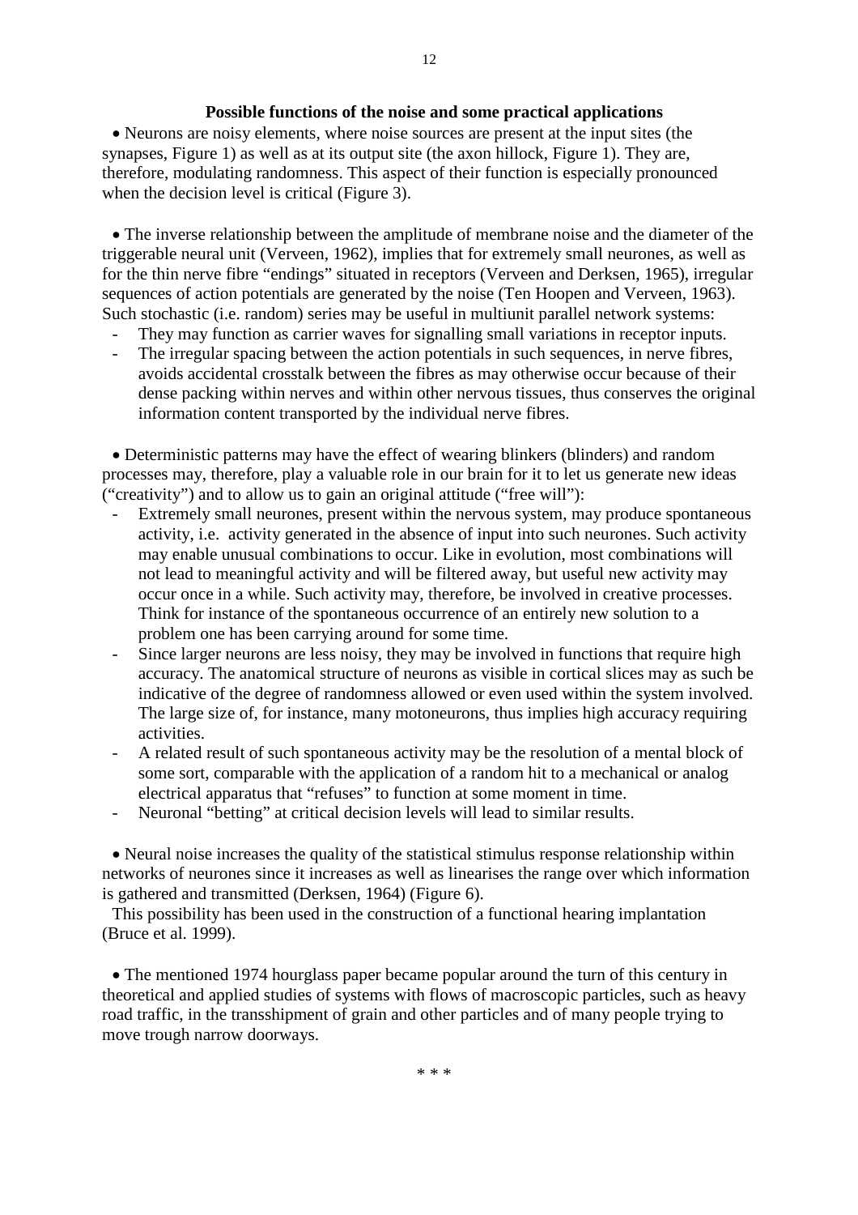**Possible functions of the noise and some practical applications**

- Neurons are noisy elements, where noise sources are present at the input sites (the synapses, Figure 1) as well as at its output site (the axon hillock, Figure 1). They are, therefore, modulating randomness. This aspect of their function is especially pronounced when the decision level is critical (Figure 3).

- The inverse relationship between the amplitude of membrane noise and the diameter of the triggerable neural unit (Verveen, 1962), implies that for extremely small neurones, as well as for the thin nerve fibre "endings" situated in receptors (Verveen and Derksen, 1965), irregular sequences of action potentials are generated by the noise (Ten Hoopen and Verveen, 1963). Such stochastic (i.e. random) series may be useful in multiunit parallel network systems:
  - They may function as carrier waves for signalling small variations in receptor inputs.
  - The irregular spacing between the action potentials in such sequences, in nerve fibres, avoids accidental crosstalk between the fibres as may otherwise occur because of their dense packing within nerves and within other nervous tissues, thus conserves the original information content transported by the individual nerve fibres.

- Deterministic patterns may have the effect of wearing blinkers (blinders) and random processes may, therefore, play a valuable role in our brain for it to let us generate new ideas ("creativity") and to allow us to gain an original attitude ("free will"):
  - Extremely small neurones, present within the nervous system, may produce spontaneous activity, i.e. activity generated in the absence of input into such neurones. Such activity may enable unusual combinations to occur. Like in evolution, most combinations will not lead to meaningful activity and will be filtered away, but useful new activity may occur once in a while. Such activity may, therefore, be involved in creative processes. Think for instance of the spontaneous occurrence of an entirely new solution to a problem one has been carrying around for some time.
  - Since larger neurons are less noisy, they may be involved in functions that require high accuracy. The anatomical structure of neurons as visible in cortical slices may as such be indicative of the degree of randomness allowed or even used within the system involved. The large size of, for instance, many motoneurons, thus implies high accuracy requiring activities.
  - A related result of such spontaneous activity may be the resolution of a mental block of some sort, comparable with the application of a random hit to a mechanical or analog electrical apparatus that "refuses" to function at some moment in time.
  - Neuronal "betting" at critical decision levels will lead to similar results.

- Neural noise increases the quality of the statistical stimulus response relationship within networks of neurones since it increases as well as linearises the range over which information is gathered and transmitted (Derksen, 1964) (Figure 6).

  This possibility has been used in the construction of a functional hearing implantation (Bruce et al. 1999).

- The mentioned 1974 hourglass paper became popular around the turn of this century in theoretical and applied studies of systems with flows of macroscopic particles, such as heavy road traffic, in the transshipment of grain and other particles and of many people trying to move trough narrow doorways.

\* \* \*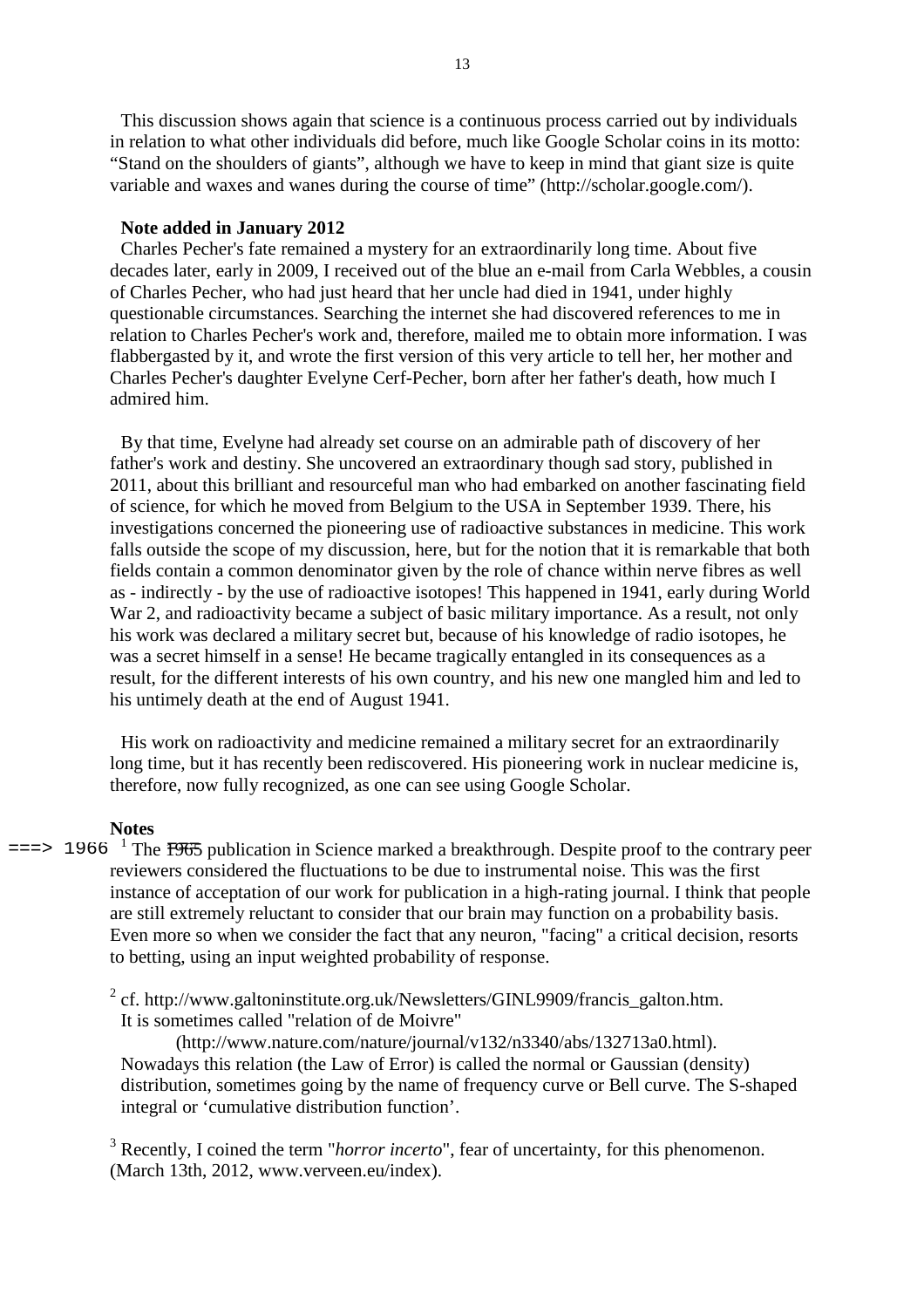This discussion shows again that science is a continuous process carried out by individuals in relation to what other individuals did before, much like Google Scholar coins in its motto: “Stand on the shoulders of giants”, although we have to keep in mind that giant size is quite variable and waxes and wanes during the course of time” (http://scholar.google.com/).

**Note added in January 2012**

Charles Pecher's fate remained a mystery for an extraordinarily long time. About five decades later, early in 2009, I received out of the blue an e-mail from Carla Webbles, a cousin of Charles Pecher, who had just heard that her uncle had died in 1941, under highly questionable circumstances. Searching the internet she had discovered references to me in relation to Charles Pecher's work and, therefore, mailed me to obtain more information. I was flabbergasted by it, and wrote the first version of this very article to tell her, her mother and Charles Pecher's daughter Evelyne Cerf-Pecher, born after her father's death, how much I admired him.

By that time, Evelyne had already set course on an admirable path of discovery of her father's work and destiny. She uncovered an extraordinary though sad story, published in 2011, about this brilliant and resourceful man who had embarked on another fascinating field of science, for which he moved from Belgium to the USA in September 1939. There, his investigations concerned the pioneering use of radioactive substances in medicine. This work falls outside the scope of my discussion, here, but for the notion that it is remarkable that both fields contain a common denominator given by the role of chance within nerve fibres as well as - indirectly - by the use of radioactive isotopes! This happened in 1941, early during World War 2, and radioactivity became a subject of basic military importance. As a result, not only his work was declared a military secret but, because of his knowledge of radio isotopes, he was a secret himself in a sense! He became tragically entangled in its consequences as a result, for the different interests of his own country, and his new one mangled him and led to his untimely death at the end of August 1941.

His work on radioactivity and medicine remained a military secret for an extraordinarily long time, but it has recently been rediscovered. His pioneering work in nuclear medicine is, therefore, now fully recognized, as one can see using Google Scholar.

**Notes**

===> 1966 [1] The ~~1965~~ publication in Science marked a breakthrough. Despite proof to the contrary peer reviewers considered the fluctuations to be due to instrumental noise. This was the first instance of acceptation of our work for publication in a high-rating journal. I think that people are still extremely reluctant to consider that our brain may function on a probability basis. Even more so when we consider the fact that any neuron, "facing" a critical decision, resorts to betting, using an input weighted probability of response.

[2] cf. http://www.galtoninstitute.org.uk/Newsletters/GINL9909/francis_galton.htm. It is sometimes called "relation of de Moivre" (http://www.nature.com/nature/journal/v132/n3340/abs/132713a0.html). Nowadays this relation (the Law of Error) is called the normal or Gaussian (density) distribution, sometimes going by the name of frequency curve or Bell curve. The S-shaped integral or ‘cumulative distribution function’.

[3] Recently, I coined the term "*horror incerto*", fear of uncertainty, for this phenomenon. (March 13th, 2012, www.verveen.eu/index).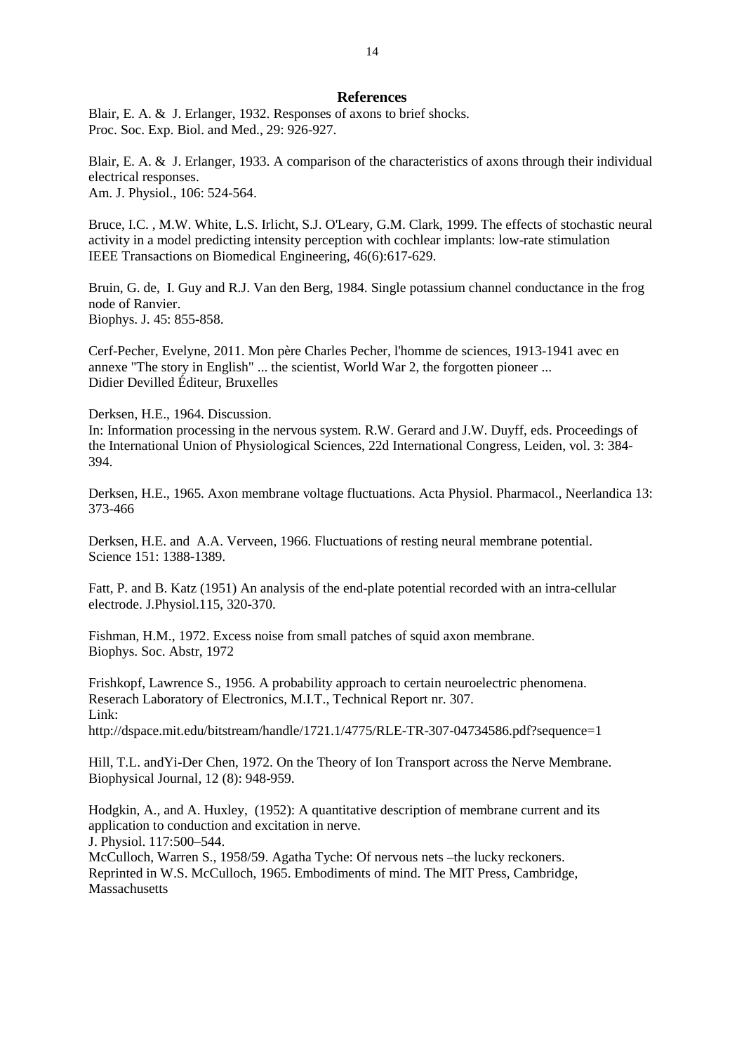## References

Blair, E. A. & J. Erlanger, 1932. Responses of axons to brief shocks.
Proc. Soc. Exp. Biol. and Med., 29: 926-927.

Blair, E. A. & J. Erlanger, 1933. A comparison of the characteristics of axons through their individual electrical responses.
Am. J. Physiol., 106: 524-564.

Bruce, I.C. , M.W. White, L.S. Irlicht, S.J. O'Leary, G.M. Clark, 1999. The effects of stochastic neural activity in a model predicting intensity perception with cochlear implants: low-rate stimulation
IEEE Transactions on Biomedical Engineering, 46(6):617-629.

Bruin, G. de, I. Guy and R.J. Van den Berg, 1984. Single potassium channel conductance in the frog node of Ranvier.
Biophys. J. 45: 855-858.

Cerf-Pecher, Evelyne, 2011. Mon père Charles Pecher, l'homme de sciences, 1913-1941 avec en annexe "The story in English" ... the scientist, World War 2, the forgotten pioneer ...
Didier Devilled Éditeur, Bruxelles

Derksen, H.E., 1964. Discussion.
In: Information processing in the nervous system. R.W. Gerard and J.W. Duyff, eds. Proceedings of the International Union of Physiological Sciences, 22d International Congress, Leiden, vol. 3: 384-394.

Derksen, H.E., 1965. Axon membrane voltage fluctuations. Acta Physiol. Pharmacol., Neerlandica 13: 373-466

Derksen, H.E. and A.A. Verveen, 1966. Fluctuations of resting neural membrane potential.
Science 151: 1388-1389.

Fatt, P. and B. Katz (1951) An analysis of the end-plate potential recorded with an intra-cellular electrode. J.Physiol.115, 320-370.

Fishman, H.M., 1972. Excess noise from small patches of squid axon membrane.
Biophys. Soc. Abstr, 1972

Frishkopf, Lawrence S., 1956. A probability approach to certain neuroelectric phenomena.
Reserach Laboratory of Electronics, M.I.T., Technical Report nr. 307.
Link:
http://dspace.mit.edu/bitstream/handle/1721.1/4775/RLE-TR-307-04734586.pdf?sequence=1

Hill, T.L. andYi-Der Chen, 1972. On the Theory of Ion Transport across the Nerve Membrane.
Biophysical Journal, 12 (8): 948-959.

Hodgkin, A., and A. Huxley, (1952): A quantitative description of membrane current and its application to conduction and excitation in nerve.
J. Physiol. 117:500–544.
McCulloch, Warren S., 1958/59. Agatha Tyche: Of nervous nets –the lucky reckoners.
Reprinted in W.S. McCulloch, 1965. Embodiments of mind. The MIT Press, Cambridge, Massachusetts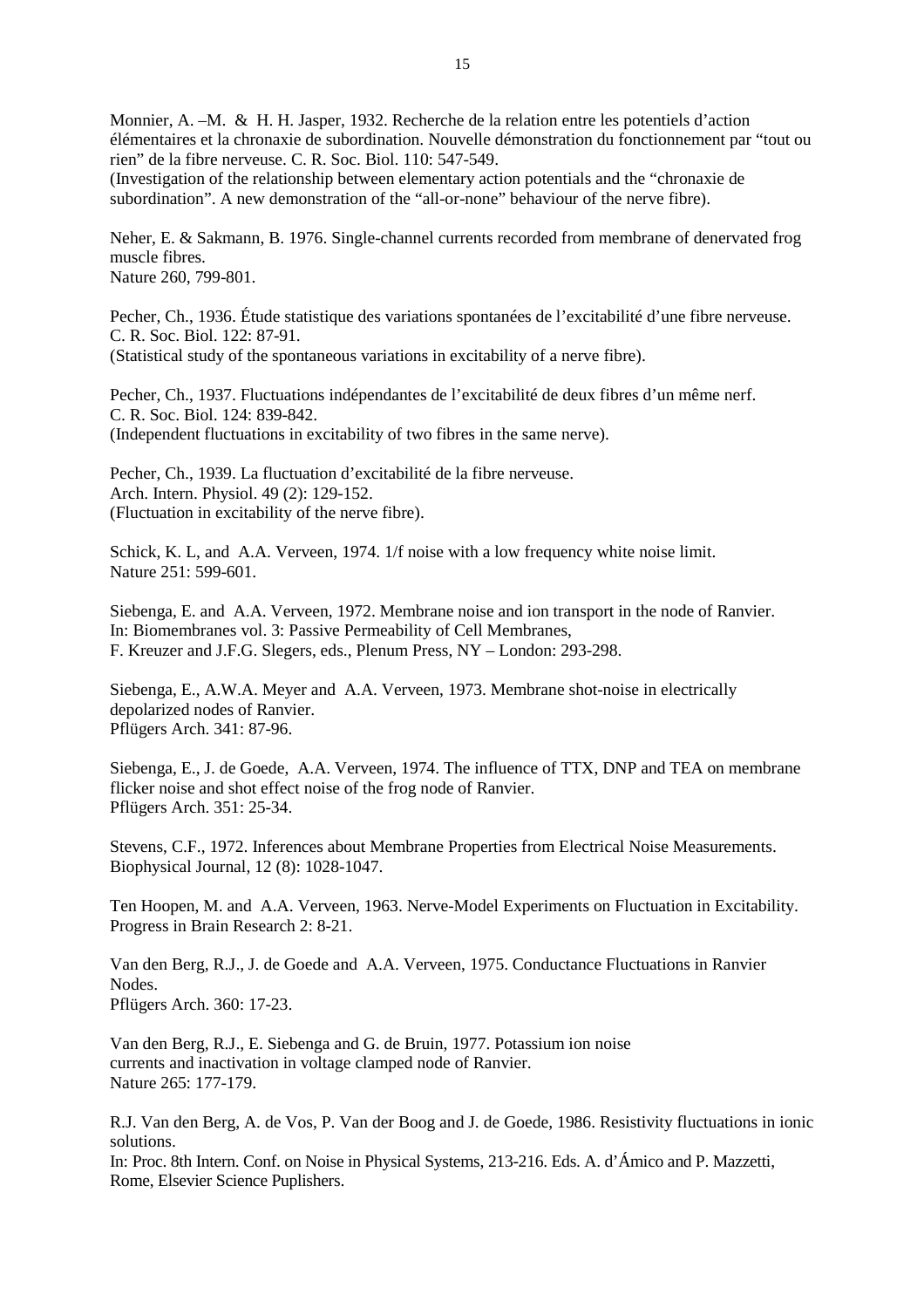Monnier, A. –M. & H. H. Jasper, 1932. Recherche de la relation entre les potentiels d'action élémentaires et la chronaxie de subordination. Nouvelle démonstration du fonctionnement par "tout ou rien" de la fibre nerveuse. C. R. Soc. Biol. 110: 547-549.
(Investigation of the relationship between elementary action potentials and the "chronaxie de subordination". A new demonstration of the "all-or-none" behaviour of the nerve fibre).

Neher, E. & Sakmann, B. 1976. Single-channel currents recorded from membrane of denervated frog muscle fibres.
Nature 260, 799-801.

Pecher, Ch., 1936. Étude statistique des variations spontanées de l'excitabilité d'une fibre nerveuse.
C. R. Soc. Biol. 122: 87-91.
(Statistical study of the spontaneous variations in excitability of a nerve fibre).

Pecher, Ch., 1937. Fluctuations indépendantes de l'excitabilité de deux fibres d'un même nerf.
C. R. Soc. Biol. 124: 839-842.
(Independent fluctuations in excitability of two fibres in the same nerve).

Pecher, Ch., 1939. La fluctuation d'excitabilité de la fibre nerveuse.
Arch. Intern. Physiol. 49 (2): 129-152.
(Fluctuation in excitability of the nerve fibre).

Schick, K. L, and A.A. Verveen, 1974. 1/f noise with a low frequency white noise limit.
Nature 251: 599-601.

Siebenga, E. and A.A. Verveen, 1972. Membrane noise and ion transport in the node of Ranvier.
In: Biomembranes vol. 3: Passive Permeability of Cell Membranes,
F. Kreuzer and J.F.G. Slegers, eds., Plenum Press, NY – London: 293-298.

Siebenga, E., A.W.A. Meyer and A.A. Verveen, 1973. Membrane shot-noise in electrically depolarized nodes of Ranvier.
Pflügers Arch. 341: 87-96.

Siebenga, E., J. de Goede, A.A. Verveen, 1974. The influence of TTX, DNP and TEA on membrane flicker noise and shot effect noise of the frog node of Ranvier.
Pflügers Arch. 351: 25-34.

Stevens, C.F., 1972. Inferences about Membrane Properties from Electrical Noise Measurements.
Biophysical Journal, 12 (8): 1028-1047.

Ten Hoopen, M. and A.A. Verveen, 1963. Nerve-Model Experiments on Fluctuation in Excitability.
Progress in Brain Research 2: 8-21.

Van den Berg, R.J., J. de Goede and A.A. Verveen, 1975. Conductance Fluctuations in Ranvier Nodes.
Pflügers Arch. 360: 17-23.

Van den Berg, R.J., E. Siebenga and G. de Bruin, 1977. Potassium ion noise currents and inactivation in voltage clamped node of Ranvier.
Nature 265: 177-179.

R.J. Van den Berg, A. de Vos, P. Van der Boog and J. de Goede, 1986. Resistivity fluctuations in ionic solutions.
In: Proc. 8th Intern. Conf. on Noise in Physical Systems, 213-216. Eds. A. d'Ámico and P. Mazzetti, Rome, Elsevier Science Puplishers.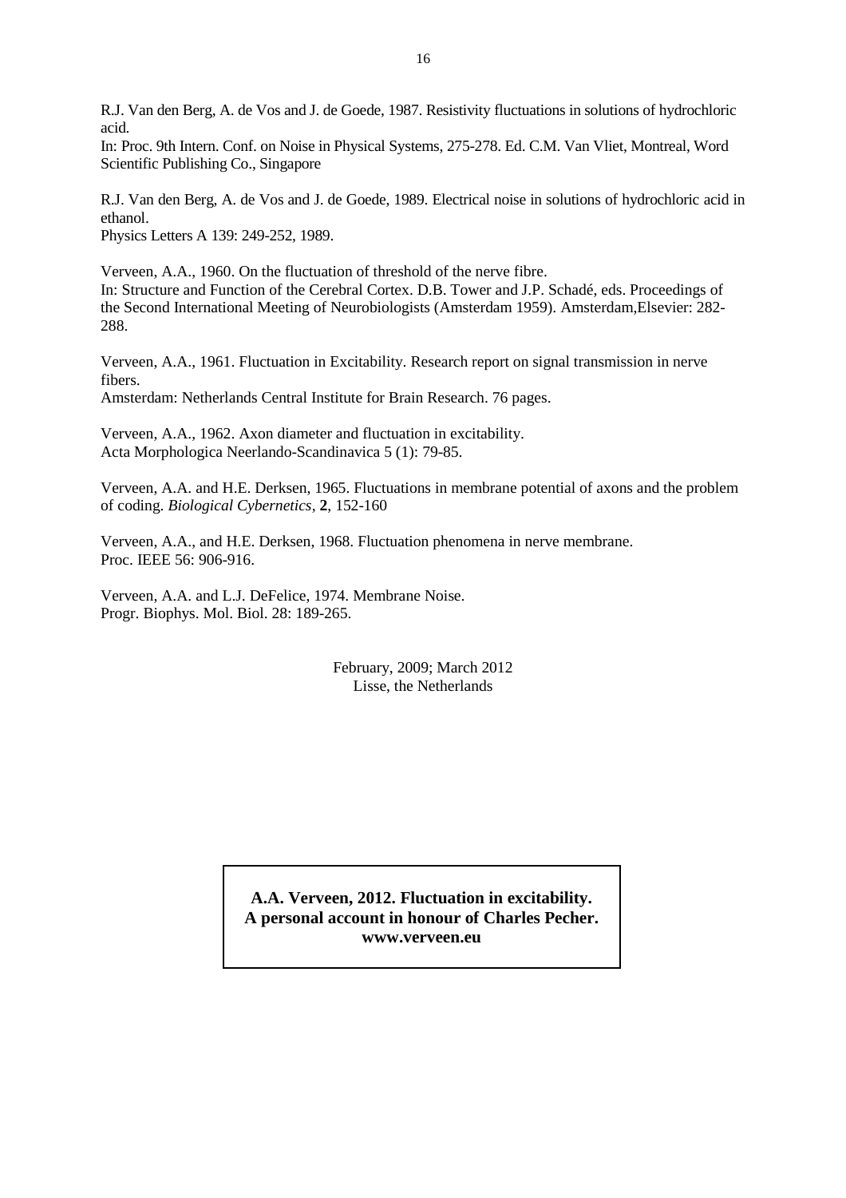R.J. Van den Berg, A. de Vos and J. de Goede, 1987. Resistivity fluctuations in solutions of hydrochloric acid.
In: Proc. 9th Intern. Conf. on Noise in Physical Systems, 275-278. Ed. C.M. Van Vliet, Montreal, Word Scientific Publishing Co., Singapore

R.J. Van den Berg, A. de Vos and J. de Goede, 1989. Electrical noise in solutions of hydrochloric acid in ethanol.
Physics Letters A 139: 249-252, 1989.

Verveen, A.A., 1960. On the fluctuation of threshold of the nerve fibre.
In: Structure and Function of the Cerebral Cortex. D.B. Tower and J.P. Schadé, eds. Proceedings of the Second International Meeting of Neurobiologists (Amsterdam 1959). Amsterdam,Elsevier: 282-288.

Verveen, A.A., 1961. Fluctuation in Excitability. Research report on signal transmission in nerve fibers.
Amsterdam: Netherlands Central Institute for Brain Research. 76 pages.

Verveen, A.A., 1962. Axon diameter and fluctuation in excitability.
Acta Morphologica Neerlando-Scandinavica 5 (1): 79-85.

Verveen, A.A. and H.E. Derksen, 1965. Fluctuations in membrane potential of axons and the problem of coding. *Biological Cybernetics*, **2**, 152-160

Verveen, A.A., and H.E. Derksen, 1968. Fluctuation phenomena in nerve membrane.
Proc. IEEE 56: 906-916.

Verveen, A.A. and L.J. DeFelice, 1974. Membrane Noise.
Progr. Biophys. Mol. Biol. 28: 189-265.

February, 2009; March 2012
Lisse, the Netherlands

**A.A. Verveen, 2012. Fluctuation in excitability.**
**A personal account in honour of Charles Pecher.**
**www.verveen.eu**